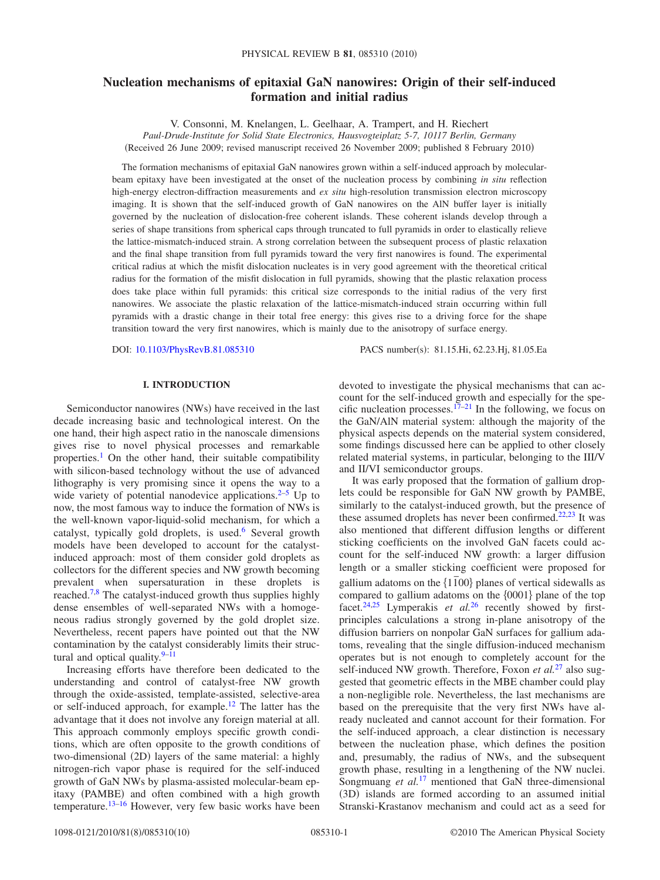# Nucleation mechanisms of epitaxial GaN nanowires: Origin of their self-induced formation and initial radius

V. Consonni, M. Knelangen, L. Geelhaar, A. Trampert, and H. Riechert

*Paul-Drude-Institute for Solid State Electronics, Hausvogteiplatz 5-7, 10117 Berlin, Germany*

(Received 26 June 2009; revised manuscript received 26 November 2009; published 8 February 2010)

The formation mechanisms of epitaxial GaN nanowires grown within a self-induced approach by molecular-beam epitaxy have been investigated at the onset of the nucleation process by combining *in situ* reflection high-energy electron-diffraction measurements and *ex situ* high-resolution transmission electron microscopy imaging. It is shown that the self-induced growth of GaN nanowires on the AlN buffer layer is initially governed by the nucleation of dislocation-free coherent islands. These coherent islands develop through a series of shape transitions from spherical caps through truncated to full pyramids in order to elastically relieve the lattice-mismatch-induced strain. A strong correlation between the subsequent process of plastic relaxation and the final shape transition from full pyramids toward the very first nanowires is found. The experimental critical radius at which the misfit dislocation nucleates is in very good agreement with the theoretical critical radius for the formation of the misfit dislocation in full pyramids, showing that the plastic relaxation process does take place within full pyramids: this critical size corresponds to the initial radius of the very first nanowires. We associate the plastic relaxation of the lattice-mismatch-induced strain occurring within full pyramids with a drastic change in their total free energy: this gives rise to a driving force for the shape transition toward the very first nanowires, which is mainly due to the anisotropy of surface energy.

DOI: 10.1103/PhysRevB.81.085310

PACS number(s): 81.15.Hi, 62.23.Hj, 81.05.Ea

## I. INTRODUCTION

Semiconductor nanowires (NWs) have received in the last decade increasing basic and technological interest. On the one hand, their high aspect ratio in the nanoscale dimensions gives rise to novel physical processes and remarkable properties.[1] On the other hand, their suitable compatibility with silicon-based technology without the use of advanced lithography is very promising since it opens the way to a wide variety of potential nanodevice applications.[2–5] Up to now, the most famous way to induce the formation of NWs is the well-known vapor-liquid-solid mechanism, for which a catalyst, typically gold droplets, is used.[6] Several growth models have been developed to account for the catalyst-induced approach: most of them consider gold droplets as collectors for the different species and NW growth becoming prevalent when supersaturation in these droplets is reached.[7,8] The catalyst-induced growth thus supplies highly dense ensembles of well-separated NWs with a homogeneous radius strongly governed by the gold droplet size. Nevertheless, recent papers have pointed out that the NW contamination by the catalyst considerably limits their structural and optical quality.[9–11]

Increasing efforts have therefore been dedicated to the understanding and control of catalyst-free NW growth through the oxide-assisted, template-assisted, selective-area or self-induced approach, for example.[12] The latter has the advantage that it does not involve any foreign material at all. This approach commonly employs specific growth conditions, which are often opposite to the growth conditions of two-dimensional (2D) layers of the same material: a highly nitrogen-rich vapor phase is required for the self-induced growth of GaN NWs by plasma-assisted molecular-beam epitaxy (PAMBE) and often combined with a high growth temperature.[13–16] However, very few basic works have been devoted to investigate the physical mechanisms that can account for the self-induced growth and especially for the specific nucleation processes.[17–21] In the following, we focus on the GaN/AlN material system: although the majority of the physical aspects depends on the material system considered, some findings discussed here can be applied to other closely related material systems, in particular, belonging to the III/V and II/VI semiconductor groups.

It was early proposed that the formation of gallium droplets could be responsible for GaN NW growth by PAMBE, similarly to the catalyst-induced growth, but the presence of these assumed droplets has never been confirmed.[22,23] It was also mentioned that different diffusion lengths or different sticking coefficients on the involved GaN facets could account for the self-induced NW growth: a larger diffusion length or a smaller sticking coefficient were proposed for gallium adatoms on the $\{1\bar{1}00\}$ planes of vertical sidewalls as compared to gallium adatoms on the $\{0001\}$ plane of the top facet.[24,25] Lymperakis *et al.*[26] recently showed by first-principles calculations a strong in-plane anisotropy of the diffusion barriers on nonpolar GaN surfaces for gallium adatoms, revealing that the single diffusion-induced mechanism operates but is not enough to completely account for the self-induced NW growth. Therefore, Foxon *et al.*[27] also suggested that geometric effects in the MBE chamber could play a non-negligible role. Nevertheless, the last mechanisms are based on the prerequisite that the very first NWs have already nucleated and cannot account for their formation. For the self-induced approach, a clear distinction is necessary between the nucleation phase, which defines the position and, presumably, the radius of NWs, and the subsequent growth phase, resulting in a lengthening of the NW nuclei. Songmuang *et al.*[17] mentioned that GaN three-dimensional (3D) islands are formed according to an assumed initial Stranski-Krastanov mechanism and could act as a seed for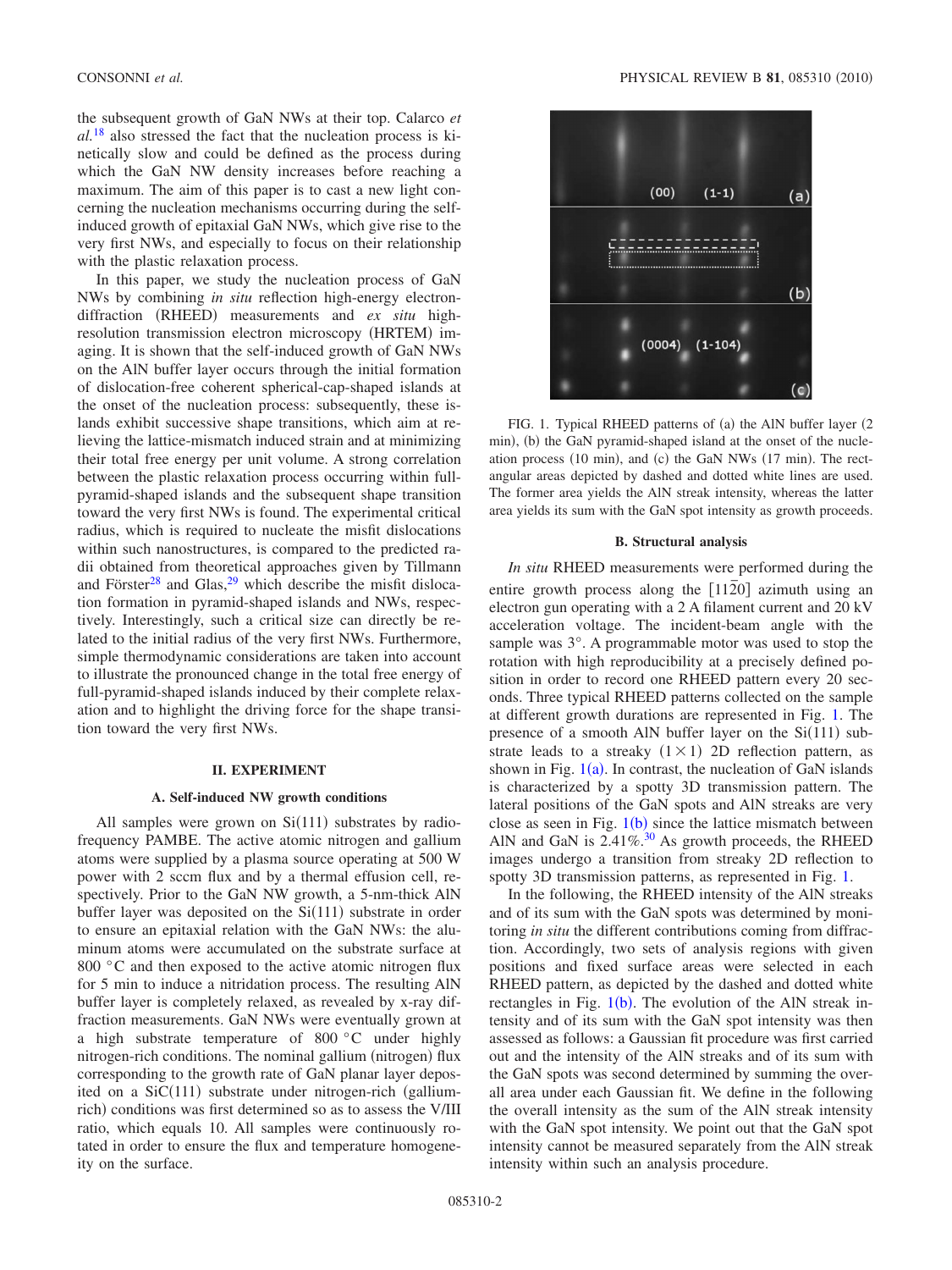the subsequent growth of GaN NWs at their top. Calarco *et al.*[18] also stressed the fact that the nucleation process is kinetically slow and could be defined as the process during which the GaN NW density increases before reaching a maximum. The aim of this paper is to cast a new light concerning the nucleation mechanisms occurring during the self-induced growth of epitaxial GaN NWs, which give rise to the very first NWs, and especially to focus on their relationship with the plastic relaxation process.

In this paper, we study the nucleation process of GaN NWs by combining *in situ* reflection high-energy electron-diffraction (RHEED) measurements and *ex situ* high-resolution transmission electron microscopy (HRTEM) imaging. It is shown that the self-induced growth of GaN NWs on the AlN buffer layer occurs through the initial formation of dislocation-free coherent spherical-cap-shaped islands at the onset of the nucleation process: subsequently, these islands exhibit successive shape transitions, which aim at relieving the lattice-mismatch induced strain and at minimizing their total free energy per unit volume. A strong correlation between the plastic relaxation process occurring within full-pyramid-shaped islands and the subsequent shape transition toward the very first NWs is found. The experimental critical radius, which is required to nucleate the misfit dislocations within such nanostructures, is compared to the predicted radii obtained from theoretical approaches given by Tillmann and Förster[28] and Glas,[29] which describe the misfit dislocation formation in pyramid-shaped islands and NWs, respectively. Interestingly, such a critical size can directly be related to the initial radius of the very first NWs. Furthermore, simple thermodynamic considerations are taken into account to illustrate the pronounced change in the total free energy of full-pyramid-shaped islands induced by their complete relaxation and to highlight the driving force for the shape transition toward the very first NWs.

## II. EXPERIMENT

### A. Self-induced NW growth conditions

All samples were grown on Si(111) substrates by radio-frequency PAMBE. The active atomic nitrogen and gallium atoms were supplied by a plasma source operating at 500 W power with 2 sccm flux and by a thermal effusion cell, respectively. Prior to the GaN NW growth, a 5-nm-thick AlN buffer layer was deposited on the Si(111) substrate in order to ensure an epitaxial relation with the GaN NWs: the aluminum atoms were accumulated on the substrate surface at 800 °C and then exposed to the active atomic nitrogen flux for 5 min to induce a nitridation process. The resulting AlN buffer layer is completely relaxed, as revealed by x-ray diffraction measurements. GaN NWs were eventually grown at a high substrate temperature of 800 °C under highly nitrogen-rich conditions. The nominal gallium (nitrogen) flux corresponding to the growth rate of GaN planar layer deposited on a SiC(111) substrate under nitrogen-rich (gallium-rich) conditions was first determined so as to assess the V/III ratio, which equals 10. All samples were continuously rotated in order to ensure the flux and temperature homogeneity on the surface.

FIG. 1. Typical RHEED patterns of (a) the AlN buffer layer (2 min), (b) the GaN pyramid-shaped island at the onset of the nucleation process (10 min), and (c) the GaN NWs (17 min). The rectangular areas depicted by dashed and dotted white lines are used. The former area yields the AlN streak intensity, whereas the latter area yields its sum with the GaN spot intensity as growth proceeds.

### B. Structural analysis

*In situ* RHEED measurements were performed during the entire growth process along the $[11\bar{2}0]$ azimuth using an electron gun operating with a 2 A filament current and 20 kV acceleration voltage. The incident-beam angle with the sample was 3°. A programmable motor was used to stop the rotation with high reproducibility at a precisely defined position in order to record one RHEED pattern every 20 seconds. Three typical RHEED patterns collected on the sample at different growth durations are represented in Fig. 1. The presence of a smooth AlN buffer layer on the Si(111) substrate leads to a streaky $(1\times1)$ 2D reflection pattern, as shown in Fig. 1(a). In contrast, the nucleation of GaN islands is characterized by a spotty 3D transmission pattern. The lateral positions of the GaN spots and AlN streaks are very close as seen in Fig. 1(b) since the lattice mismatch between AlN and GaN is 2.41%.[30] As growth proceeds, the RHEED images undergo a transition from streaky 2D reflection to spotty 3D transmission patterns, as represented in Fig. 1.

In the following, the RHEED intensity of the AlN streaks and of its sum with the GaN spots was determined by monitoring *in situ* the different contributions coming from diffraction. Accordingly, two sets of analysis regions with given positions and fixed surface areas were selected in each RHEED pattern, as depicted by the dashed and dotted white rectangles in Fig. 1(b). The evolution of the AlN streak intensity and of its sum with the GaN spot intensity was then assessed as follows: a Gaussian fit procedure was first carried out and the intensity of the AlN streaks and of its sum with the GaN spots was second determined by summing the overall area under each Gaussian fit. We define in the following the overall intensity as the sum of the AlN streak intensity with the GaN spot intensity. We point out that the GaN spot intensity cannot be measured separately from the AlN streak intensity within such an analysis procedure.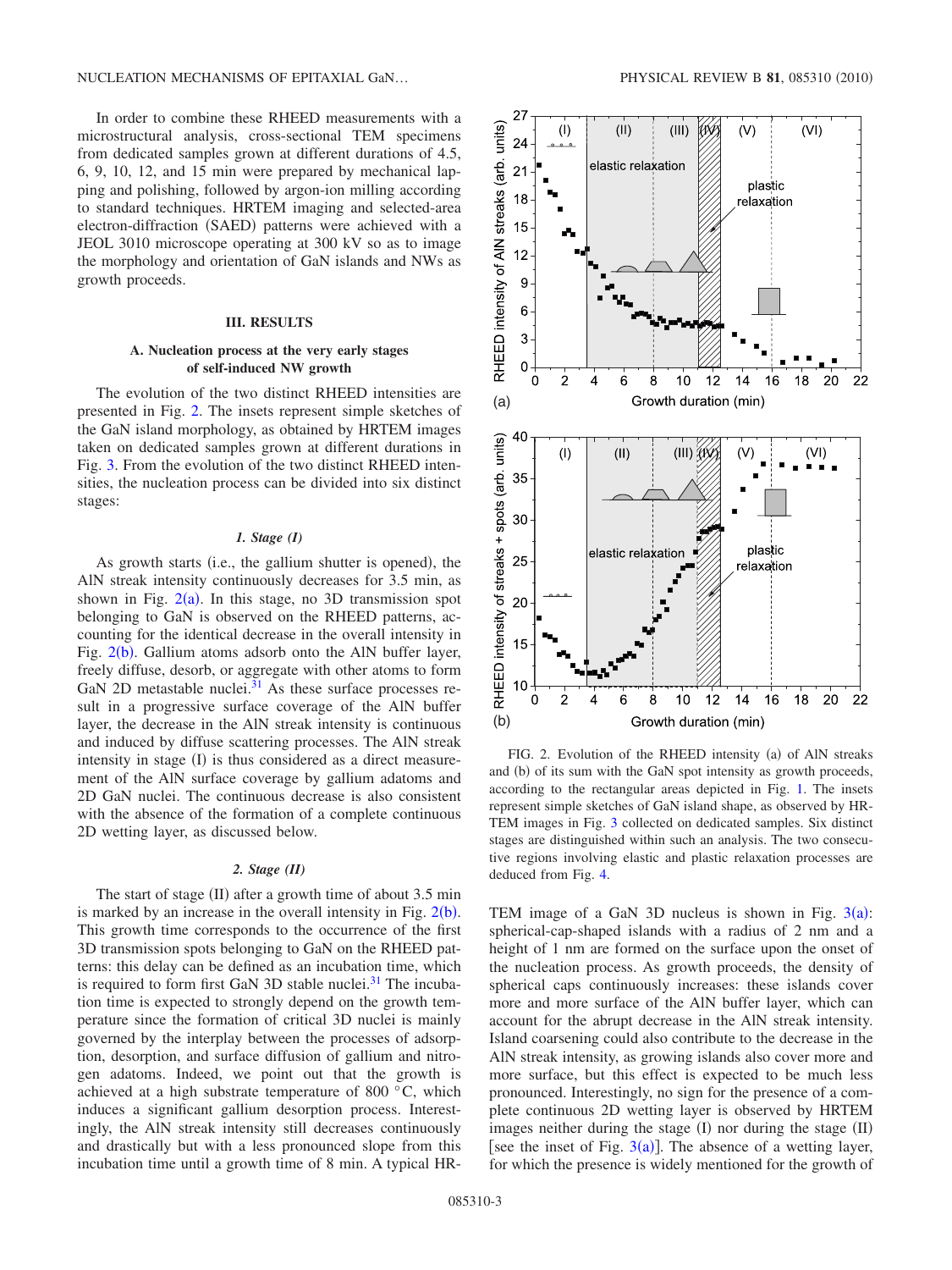In order to combine these RHEED measurements with a microstructural analysis, cross-sectional TEM specimens from dedicated samples grown at different durations of 4.5, 6, 9, 10, 12, and 15 min were prepared by mechanical lapping and polishing, followed by argon-ion milling according to standard techniques. HRTEM imaging and selected-area electron-diffraction (SAED) patterns were achieved with a JEOL 3010 microscope operating at 300 kV so as to image the morphology and orientation of GaN islands and NWs as growth proceeds.

## III. RESULTS

### A. Nucleation process at the very early stages of self-induced NW growth

The evolution of the two distinct RHEED intensities are presented in Fig. 2. The insets represent simple sketches of the GaN island morphology, as obtained by HRTEM images taken on dedicated samples grown at different durations in Fig. 3. From the evolution of the two distinct RHEED intensities, the nucleation process can be divided into six distinct stages:

#### *1. Stage (I)*

As growth starts (i.e., the gallium shutter is opened), the AlN streak intensity continuously decreases for 3.5 min, as shown in Fig. 2(a). In this stage, no 3D transmission spot belonging to GaN is observed on the RHEED patterns, accounting for the identical decrease in the overall intensity in Fig. 2(b). Gallium atoms adsorb onto the AlN buffer layer, freely diffuse, desorb, or aggregate with other atoms to form GaN 2D metastable nuclei.[31] As these surface processes result in a progressive surface coverage of the AlN buffer layer, the decrease in the AlN streak intensity is continuous and induced by diffuse scattering processes. The AlN streak intensity in stage (I) is thus considered as a direct measurement of the AlN surface coverage by gallium adatoms and 2D GaN nuclei. The continuous decrease is also consistent with the absence of the formation of a complete continuous 2D wetting layer, as discussed below.

#### *2. Stage (II)*

The start of stage (II) after a growth time of about 3.5 min is marked by an increase in the overall intensity in Fig. 2(b). This growth time corresponds to the occurrence of the first 3D transmission spots belonging to GaN on the RHEED patterns: this delay can be defined as an incubation time, which is required to form first GaN 3D stable nuclei.[31] The incubation time is expected to strongly depend on the growth temperature since the formation of critical 3D nuclei is mainly governed by the interplay between the processes of adsorption, desorption, and surface diffusion of gallium and nitrogen adatoms. Indeed, we point out that the growth is achieved at a high substrate temperature of 800 °C, which induces a significant gallium desorption process. Interestingly, the AlN streak intensity still decreases continuously and drastically but with a less pronounced slope from this incubation time until a growth time of 8 min. A typical HRTEM image of a GaN 3D nucleus is shown in Fig. 3(a): spherical-cap-shaped islands with a radius of 2 nm and a height of 1 nm are formed on the surface upon the onset of the nucleation process. As growth proceeds, the density of spherical caps continuously increases: these islands cover more and more surface of the AlN buffer layer, which can account for the abrupt decrease in the AlN streak intensity. Island coarsening could also contribute to the decrease in the AlN streak intensity, as growing islands also cover more and more surface, but this effect is expected to be much less pronounced. Interestingly, no sign for the presence of a complete continuous 2D wetting layer is observed by HRTEM images neither during the stage (I) nor during the stage (II) [see the inset of Fig. 3(a)]. The absence of a wetting layer, for which the presence is widely mentioned for the growth of

FIG. 2. Evolution of the RHEED intensity (a) of AlN streaks and (b) of its sum with the GaN spot intensity as growth proceeds, according to the rectangular areas depicted in Fig. 1. The insets represent simple sketches of GaN island shape, as observed by HRTEM images in Fig. 3 collected on dedicated samples. Six distinct stages are distinguished within such an analysis. The two consecutive regions involving elastic and plastic relaxation processes are deduced from Fig. 4.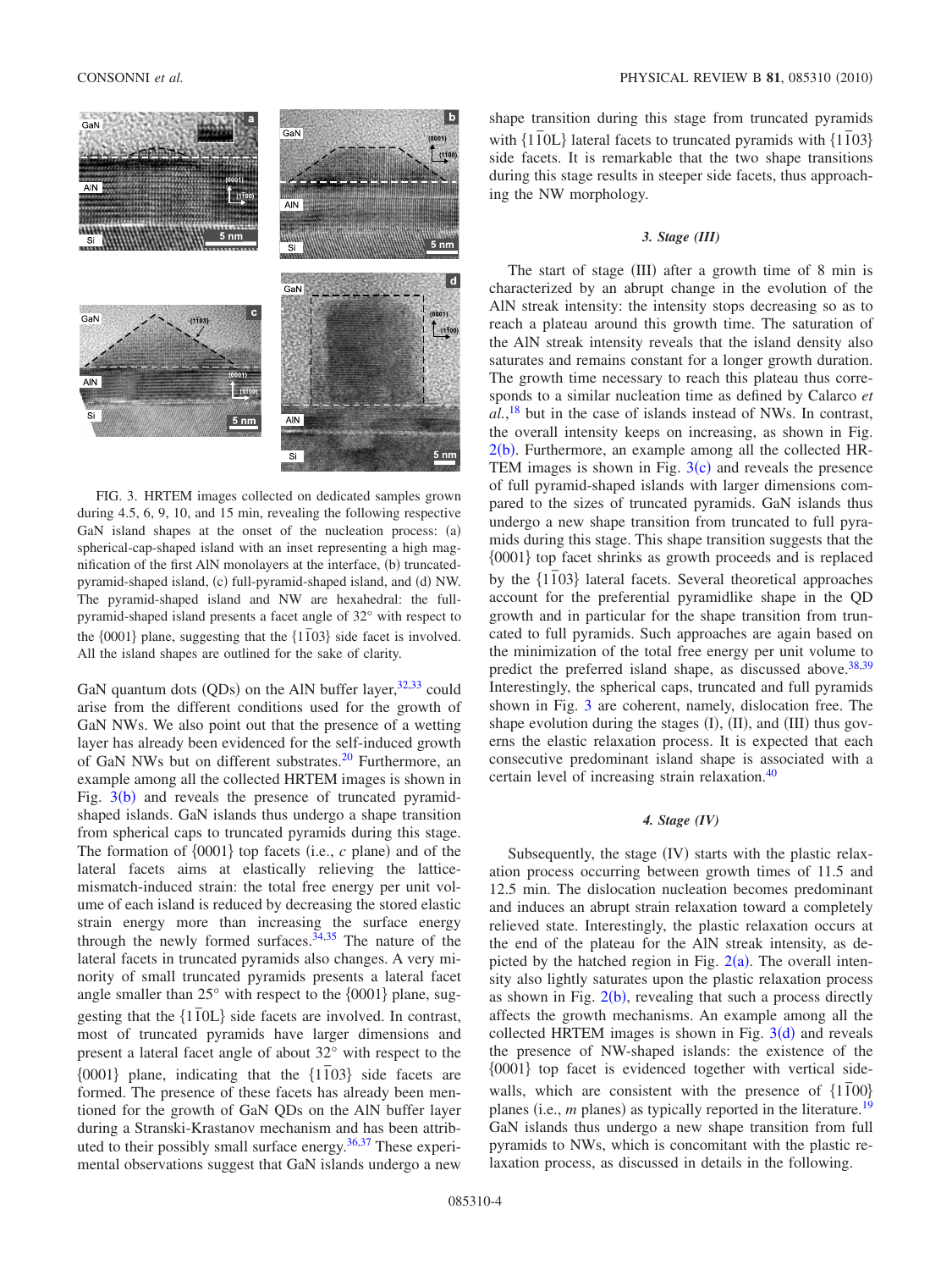FIG. 3. HRTEM images collected on dedicated samples grown during 4.5, 6, 9, 10, and 15 min, revealing the following respective GaN island shapes at the onset of the nucleation process: (a) spherical-cap-shaped island with an inset representing a high magnification of the first AlN monolayers at the interface, (b) truncated-pyramid-shaped island, (c) full-pyramid-shaped island, and (d) NW. The pyramid-shaped island and NW are hexahedral: the full-pyramid-shaped island presents a facet angle of 32° with respect to the {0001} plane, suggesting that the {1$\bar{1}$03} side facet is involved. All the island shapes are outlined for the sake of clarity.

GaN quantum dots (QDs) on the AlN buffer layer,[32,33] could arise from the different conditions used for the growth of GaN NWs. We also point out that the presence of a wetting layer has already been evidenced for the self-induced growth of GaN NWs but on different substrates.[20] Furthermore, an example among all the collected HRTEM images is shown in Fig. 3(b) and reveals the presence of truncated pyramid-shaped islands. GaN islands thus undergo a shape transition from spherical caps to truncated pyramids during this stage. The formation of {0001} top facets (i.e., *c* plane) and of the lateral facets aims at elastically relieving the lattice-mismatch-induced strain: the total free energy per unit volume of each island is reduced by decreasing the stored elastic strain energy more than increasing the surface energy through the newly formed surfaces.[34,35] The nature of the lateral facets in truncated pyramids also changes. A very minority of small truncated pyramids presents a lateral facet angle smaller than 25° with respect to the {0001} plane, suggesting that the {1$\bar{1}$0L} side facets are involved. In contrast, most of truncated pyramids have larger dimensions and present a lateral facet angle of about 32° with respect to the {0001} plane, indicating that the {1$\bar{1}$03} side facets are formed. The presence of these facets has already been mentioned for the growth of GaN QDs on the AlN buffer layer during a Stranski-Krastanov mechanism and has been attributed to their possibly small surface energy.[36,37] These experimental observations suggest that GaN islands undergo a new shape transition during this stage from truncated pyramids with {1$\bar{1}$0L} lateral facets to truncated pyramids with {1$\bar{1}$03} side facets. It is remarkable that the two shape transitions during this stage results in steeper side facets, thus approaching the NW morphology.

### 3. Stage (III)

The start of stage (III) after a growth time of 8 min is characterized by an abrupt change in the evolution of the AlN streak intensity: the intensity stops decreasing so as to reach a plateau around this growth time. The saturation of the AlN streak intensity reveals that the island density also saturates and remains constant for a longer growth duration. The growth time necessary to reach this plateau thus corresponds to a similar nucleation time as defined by Calarco *et al.*,[18] but in the case of islands instead of NWs. In contrast, the overall intensity keeps on increasing, as shown in Fig. 2(b). Furthermore, an example among all the collected HRTEM images is shown in Fig. 3(c) and reveals the presence of full pyramid-shaped islands with larger dimensions compared to the sizes of truncated pyramids. GaN islands thus undergo a new shape transition from truncated to full pyramids during this stage. This shape transition suggests that the {0001} top facet shrinks as growth proceeds and is replaced by the {1$\bar{1}$03} lateral facets. Several theoretical approaches account for the preferential pyramidlike shape in the QD growth and in particular for the shape transition from truncated to full pyramids. Such approaches are again based on the minimization of the total free energy per unit volume to predict the preferred island shape, as discussed above.[38,39] Interestingly, the spherical caps, truncated and full pyramids shown in Fig. 3 are coherent, namely, dislocation free. The shape evolution during the stages (I), (II), and (III) thus governs the elastic relaxation process. It is expected that each consecutive predominant island shape is associated with a certain level of increasing strain relaxation.[40]

### 4. Stage (IV)

Subsequently, the stage (IV) starts with the plastic relaxation process occurring between growth times of 11.5 and 12.5 min. The dislocation nucleation becomes predominant and induces an abrupt strain relaxation toward a completely relieved state. Interestingly, the plastic relaxation occurs at the end of the plateau for the AlN streak intensity, as depicted by the hatched region in Fig. 2(a). The overall intensity also lightly saturates upon the plastic relaxation process as shown in Fig. 2(b), revealing that such a process directly affects the growth mechanisms. An example among all the collected HRTEM images is shown in Fig. 3(d) and reveals the presence of NW-shaped islands: the existence of the {0001} top facet is evidenced together with vertical sidewalls, which are consistent with the presence of {1$\bar{1}$00} planes (i.e., *m* planes) as typically reported in the literature.[19] GaN islands thus undergo a new shape transition from full pyramids to NWs, which is concomitant with the plastic relaxation process, as discussed in details in the following.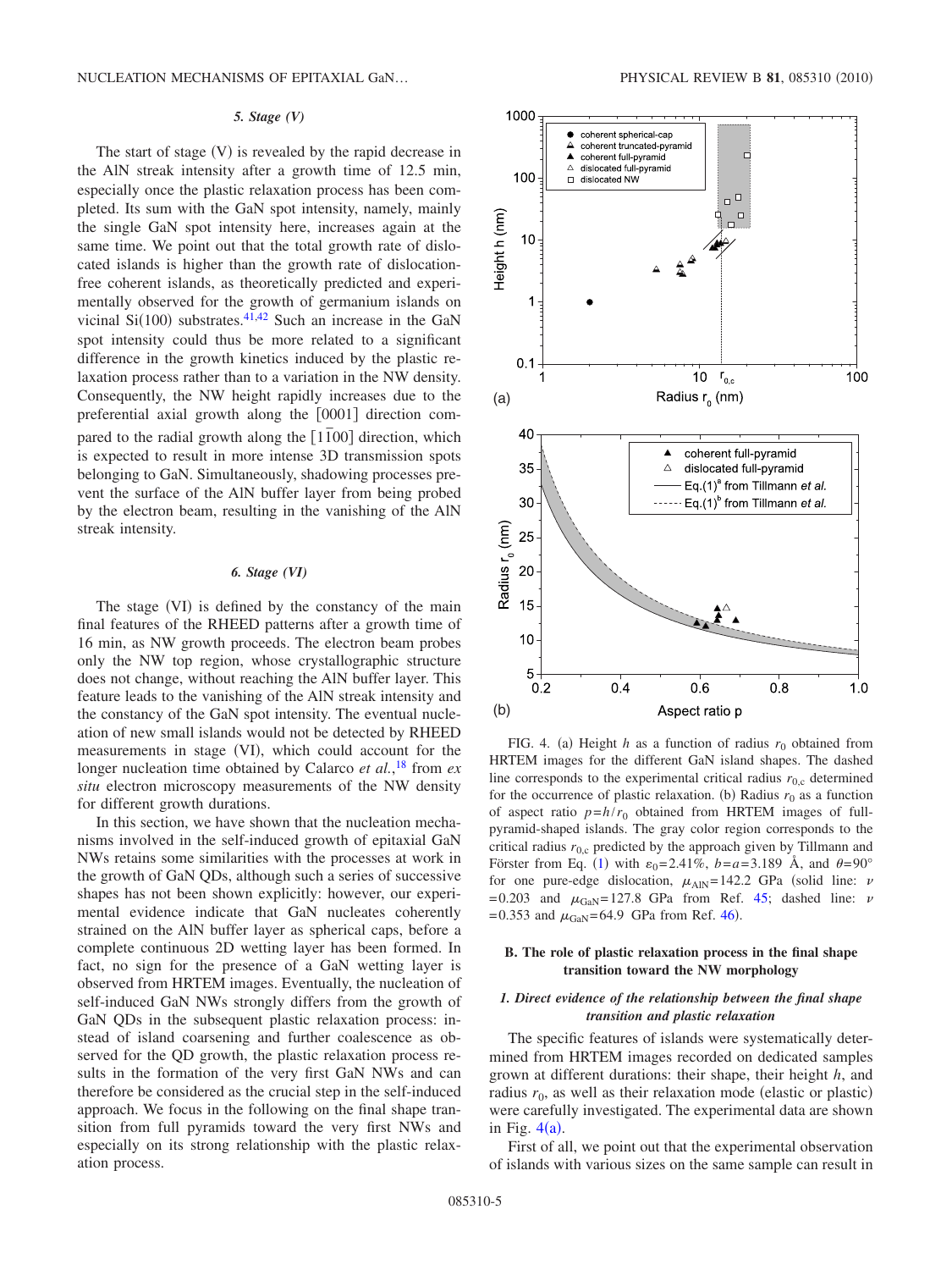#### 5. Stage (V)

The start of stage (V) is revealed by the rapid decrease in the AlN streak intensity after a growth time of 12.5 min, especially once the plastic relaxation process has been completed. Its sum with the GaN spot intensity, namely, mainly the single GaN spot intensity here, increases again at the same time. We point out that the total growth rate of dislocated islands is higher than the growth rate of dislocation-free coherent islands, as theoretically predicted and experimentally observed for the growth of germanium islands on vicinal Si(100) substrates.[41,42] Such an increase in the GaN spot intensity could thus be more related to a significant difference in the growth kinetics induced by the plastic relaxation process rather than to a variation in the NW density. Consequently, the NW height rapidly increases due to the preferential axial growth along the [0001] direction compared to the radial growth along the $[1\bar{1}00]$ direction, which is expected to result in more intense 3D transmission spots belonging to GaN. Simultaneously, shadowing processes prevent the surface of the AlN buffer layer from being probed by the electron beam, resulting in the vanishing of the AlN streak intensity.

#### 6. Stage (VI)

The stage (VI) is defined by the constancy of the main final features of the RHEED patterns after a growth time of 16 min, as NW growth proceeds. The electron beam probes only the NW top region, whose crystallographic structure does not change, without reaching the AlN buffer layer. This feature leads to the vanishing of the AlN streak intensity and the constancy of the GaN spot intensity. The eventual nucleation of new small islands would not be detected by RHEED measurements in stage (VI), which could account for the longer nucleation time obtained by Calarco *et al.*,[18] from *ex situ* electron microscopy measurements of the NW density for different growth durations.

In this section, we have shown that the nucleation mechanisms involved in the self-induced growth of epitaxial GaN NWs retains some similarities with the processes at work in the growth of GaN QDs, although such a series of successive shapes has not been shown explicitly: however, our experimental evidence indicate that GaN nucleates coherently strained on the AlN buffer layer as spherical caps, before a complete continuous 2D wetting layer has been formed. In fact, no sign for the presence of a GaN wetting layer is observed from HRTEM images. Eventually, the nucleation of self-induced GaN NWs strongly differs from the growth of GaN QDs in the subsequent plastic relaxation process: instead of island coarsening and further coalescence as observed for the QD growth, the plastic relaxation process results in the formation of the very first GaN NWs and can therefore be considered as the crucial step in the self-induced approach. We focus in the following on the final shape transition from full pyramids toward the very first NWs and especially on its strong relationship with the plastic relaxation process.

FIG. 4. (a) Height $h$ as a function of radius $r_0$ obtained from HRTEM images for the different GaN island shapes. The dashed line corresponds to the experimental critical radius $r_{0,c}$ determined for the occurrence of plastic relaxation. (b) Radius $r_0$ as a function of aspect ratio $p=h/r_0$ obtained from HRTEM images of full-pyramid-shaped islands. The gray color region corresponds to the critical radius $r_{0,c}$ predicted by the approach given by Tillmann and Förster from Eq. (1) with $\varepsilon_0=2.41\%$, $b=a=3.189$ Å, and $\theta=90°$ for one pure-edge dislocation, $\mu_{AlN}=142.2$ GPa (solid line: $\nu=0.203$ and $\mu_{GaN}=127.8$ GPa from Ref. 45; dashed line: $\nu=0.353$ and $\mu_{GaN}=64.9$ GPa from Ref. 46).

### B. The role of plastic relaxation process in the final shape transition toward the NW morphology

#### 1. Direct evidence of the relationship between the final shape transition and plastic relaxation

The specific features of islands were systematically determined from HRTEM images recorded on dedicated samples grown at different durations: their shape, their height $h$, and radius $r_0$, as well as their relaxation mode (elastic or plastic) were carefully investigated. The experimental data are shown in Fig. 4(a).

First of all, we point out that the experimental observation of islands with various sizes on the same sample can result in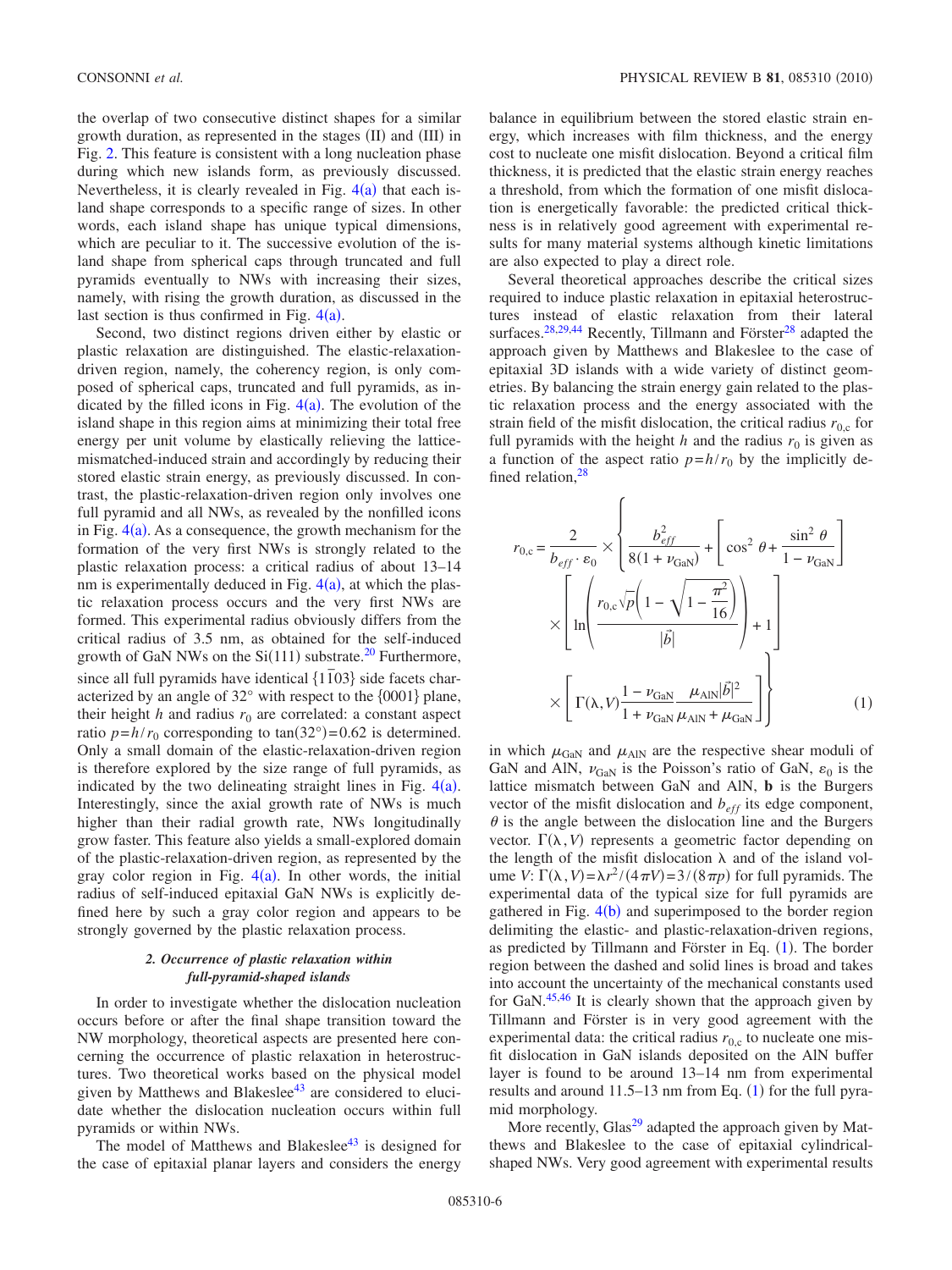the overlap of two consecutive distinct shapes for a similar growth duration, as represented in the stages (II) and (III) in Fig. 2. This feature is consistent with a long nucleation phase during which new islands form, as previously discussed. Nevertheless, it is clearly revealed in Fig. 4(a) that each island shape corresponds to a specific range of sizes. In other words, each island shape has unique typical dimensions, which are peculiar to it. The successive evolution of the island shape from spherical caps through truncated and full pyramids eventually to NWs with increasing their sizes, namely, with rising the growth duration, as discussed in the last section is thus confirmed in Fig. 4(a).

Second, two distinct regions driven either by elastic or plastic relaxation are distinguished. The elastic-relaxation-driven region, namely, the coherency region, is only composed of spherical caps, truncated and full pyramids, as indicated by the filled icons in Fig. 4(a). The evolution of the island shape in this region aims at minimizing their total free energy per unit volume by elastically relieving the lattice-mismatched-induced strain and accordingly by reducing their stored elastic strain energy, as previously discussed. In contrast, the plastic-relaxation-driven region only involves one full pyramid and all NWs, as revealed by the nonfilled icons in Fig. 4(a). As a consequence, the growth mechanism for the formation of the very first NWs is strongly related to the plastic relaxation process: a critical radius of about 13–14 nm is experimentally deduced in Fig. 4(a), at which the plastic relaxation process occurs and the very first NWs are formed. This experimental radius obviously differs from the critical radius of 3.5 nm, as obtained for the self-induced growth of GaN NWs on the Si(111) substrate.[20] Furthermore, since all full pyramids have identical $\{1\bar{1}03\}$ side facets characterized by an angle of 32° with respect to the {0001} plane, their height $h$ and radius $r_0$ are correlated: a constant aspect ratio $p=h/r_0$ corresponding to $\tan(32°)=0.62$ is determined. Only a small domain of the elastic-relaxation-driven region is therefore explored by the size range of full pyramids, as indicated by the two delineating straight lines in Fig. 4(a). Interestingly, since the axial growth rate of NWs is much higher than their radial growth rate, NWs longitudinally grow faster. This feature also yields a small-explored domain of the plastic-relaxation-driven region, as represented by the gray color region in Fig. 4(a). In other words, the initial radius of self-induced epitaxial GaN NWs is explicitly defined here by such a gray color region and appears to be strongly governed by the plastic relaxation process.

### 2. Occurrence of plastic relaxation within full-pyramid-shaped islands

In order to investigate whether the dislocation nucleation occurs before or after the final shape transition toward the NW morphology, theoretical aspects are presented here concerning the occurrence of plastic relaxation in heterostructures. Two theoretical works based on the physical model given by Matthews and Blakeslee[43] are considered to elucidate whether the dislocation nucleation occurs within full pyramids or within NWs.

The model of Matthews and Blakeslee[43] is designed for the case of epitaxial planar layers and considers the energy balance in equilibrium between the stored elastic strain energy, which increases with film thickness, and the energy cost to nucleate one misfit dislocation. Beyond a critical film thickness, it is predicted that the elastic strain energy reaches a threshold, from which the formation of one misfit dislocation is energetically favorable: the predicted critical thickness is in relatively good agreement with experimental results for many material systems although kinetic limitations are also expected to play a direct role.

Several theoretical approaches describe the critical sizes required to induce plastic relaxation in epitaxial heterostructures instead of elastic relaxation from their lateral surfaces.[28,29,44] Recently, Tillmann and Förster[28] adapted the approach given by Matthews and Blakeslee to the case of epitaxial 3D islands with a wide variety of distinct geometries. By balancing the strain energy gain related to the plastic relaxation process and the energy associated with the strain field of the misfit dislocation, the critical radius $r_{0,c}$ for full pyramids with the height $h$ and the radius $r_0$ is given as a function of the aspect ratio $p=h/r_0$ by the implicitly defined relation,[28]

$$r_{0,c} = \frac{2}{b_{eff}\cdot\varepsilon_0} \times \left\{ \frac{b_{eff}^2}{8(1+\nu_{\text{GaN}})} + \left[\cos^2\theta + \frac{\sin^2\theta}{1-\nu_{\text{GaN}}}\right] \times \left[\ln\left(\frac{r_{0,c}\sqrt{p}\left(1-\sqrt{1-\frac{\pi^2}{16}}\right)}{|\vec{b}|}\right)+1\right] \times \left[\Gamma(\lambda,V)\frac{1-\nu_{\text{GaN}}}{1+\nu_{\text{GaN}}}\frac{\mu_{\text{AlN}}|\vec{b}|^2}{\mu_{\text{AlN}}+\mu_{\text{GaN}}}\right]\right\} \quad (1)$$

in which $\mu_{\text{GaN}}$ and $\mu_{\text{AlN}}$ are the respective shear moduli of GaN and AlN, $\nu_{\text{GaN}}$ is the Poisson's ratio of GaN, $\varepsilon_0$ is the lattice mismatch between GaN and AlN, $\mathbf{b}$ is the Burgers vector of the misfit dislocation and $b_{eff}$ its edge component, $\theta$ is the angle between the dislocation line and the Burgers vector. $\Gamma(\lambda,V)$ represents a geometric factor depending on the length of the misfit dislocation $\lambda$ and of the island volume $V$: $\Gamma(\lambda,V)=\lambda r^2/(4\pi V)=3/(8\pi p)$ for full pyramids. The experimental data of the typical size for full pyramids are gathered in Fig. 4(b) and superimposed to the border region delimiting the elastic- and plastic-relaxation-driven regions, as predicted by Tillmann and Förster in Eq. (1). The border region between the dashed and solid lines is broad and takes into account the uncertainty of the mechanical constants used for GaN.[45,46] It is clearly shown that the approach given by Tillmann and Förster is in very good agreement with the experimental data: the critical radius $r_{0,c}$ to nucleate one misfit dislocation in GaN islands deposited on the AlN buffer layer is found to be around 13–14 nm from experimental results and around 11.5–13 nm from Eq. (1) for the full pyramid morphology.

More recently, Glas[29] adapted the approach given by Matthews and Blakeslee to the case of epitaxial cylindrical-shaped NWs. Very good agreement with experimental results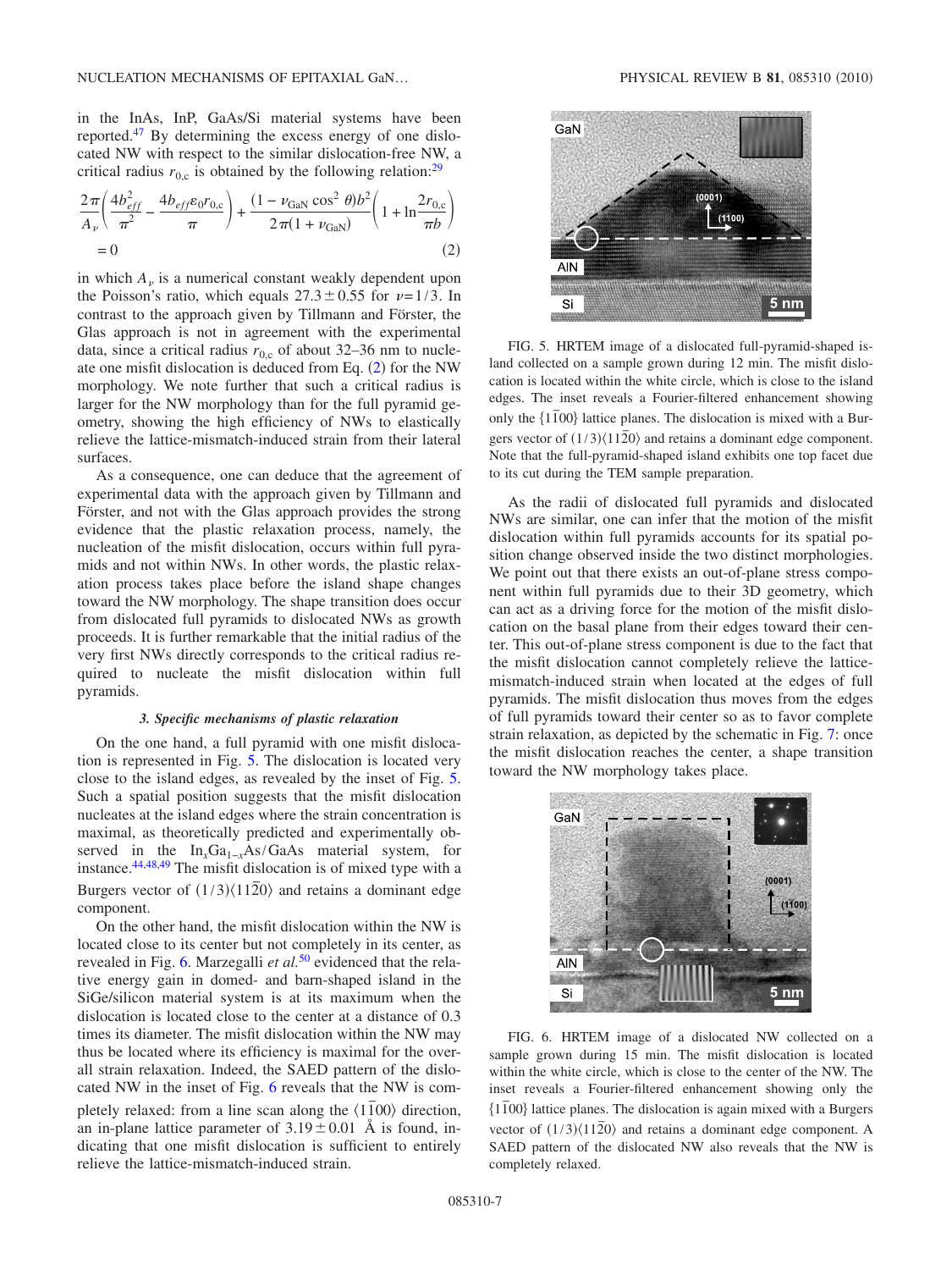in the InAs, InP, GaAs/Si material systems have been reported.[47] By determining the excess energy of one dislocated NW with respect to the similar dislocation-free NW, a critical radius $r_{0,c}$ is obtained by the following relation:[29]

$$\frac{2\pi}{A_\nu}\left(\frac{4b_{eff}^2}{\pi^2} - \frac{4b_{eff}\varepsilon_0 r_{0,c}}{\pi}\right) + \frac{(1-\nu_{\mathrm{GaN}}\cos^2\theta)b^2}{2\pi(1+\nu_{\mathrm{GaN}})}\left(1+\ln\frac{2r_{0,c}}{\pi b}\right) = 0 \quad (2)$$

in which $A_\nu$ is a numerical constant weakly dependent upon the Poisson's ratio, which equals $27.3 \pm 0.55$ for $\nu = 1/3$. In contrast to the approach given by Tillmann and Förster, the Glas approach is not in agreement with the experimental data, since a critical radius $r_{0,c}$ of about 32–36 nm to nucleate one misfit dislocation is deduced from Eq. (2) for the NW morphology. We note further that such a critical radius is larger for the NW morphology than for the full pyramid geometry, showing the high efficiency of NWs to elastically relieve the lattice-mismatch-induced strain from their lateral surfaces.

As a consequence, one can deduce that the agreement of experimental data with the approach given by Tillmann and Förster, and not with the Glas approach provides the strong evidence that the plastic relaxation process, namely, the nucleation of the misfit dislocation, occurs within full pyramids and not within NWs. In other words, the plastic relaxation process takes place before the island shape changes toward the NW morphology. The shape transition does occur from dislocated full pyramids to dislocated NWs as growth proceeds. It is further remarkable that the initial radius of the very first NWs directly corresponds to the critical radius required to nucleate the misfit dislocation within full pyramids.

### 3. Specific mechanisms of plastic relaxation

On the one hand, a full pyramid with one misfit dislocation is represented in Fig. 5. The dislocation is located very close to the island edges, as revealed by the inset of Fig. 5. Such a spatial position suggests that the misfit dislocation nucleates at the island edges where the strain concentration is maximal, as theoretically predicted and experimentally observed in the $\mathrm{In}_x\mathrm{Ga}_{1-x}\mathrm{As/GaAs}$ material system, for instance.[44,48,49] The misfit dislocation is of mixed type with a Burgers vector of $(1/3)\langle 11\bar{2}0\rangle$ and retains a dominant edge component.

On the other hand, the misfit dislocation within the NW is located close to its center but not completely in its center, as revealed in Fig. 6. Marzegalli *et al.*[50] evidenced that the relative energy gain in domed- and barn-shaped island in the SiGe/silicon material system is at its maximum when the dislocation is located close to the center at a distance of 0.3 times its diameter. The misfit dislocation within the NW may thus be located where its efficiency is maximal for the overall strain relaxation. Indeed, the SAED pattern of the dislocated NW in the inset of Fig. 6 reveals that the NW is completely relaxed: from a line scan along the $\langle 1\bar{1}00\rangle$ direction, an in-plane lattice parameter of $3.19 \pm 0.01$ Å is found, indicating that one misfit dislocation is sufficient to entirely relieve the lattice-mismatch-induced strain.

FIG. 5. HRTEM image of a dislocated full-pyramid-shaped island collected on a sample grown during 12 min. The misfit dislocation is located within the white circle, which is close to the island edges. The inset reveals a Fourier-filtered enhancement showing only the $\{1\bar{1}00\}$ lattice planes. The dislocation is mixed with a Burgers vector of $(1/3)\langle 11\bar{2}0\rangle$ and retains a dominant edge component. Note that the full-pyramid-shaped island exhibits one top facet due to its cut during the TEM sample preparation.

As the radii of dislocated full pyramids and dislocated NWs are similar, one can infer that the motion of the misfit dislocation within full pyramids accounts for its spatial position change observed inside the two distinct morphologies. We point out that there exists an out-of-plane stress component within full pyramids due to their 3D geometry, which can act as a driving force for the motion of the misfit dislocation on the basal plane from their edges toward their center. This out-of-plane stress component is due to the fact that the misfit dislocation cannot completely relieve the lattice-mismatch-induced strain when located at the edges of full pyramids. The misfit dislocation thus moves from the edges of full pyramids toward their center so as to favor complete strain relaxation, as depicted by the schematic in Fig. 7: once the misfit dislocation reaches the center, a shape transition toward the NW morphology takes place.

FIG. 6. HRTEM image of a dislocated NW collected on a sample grown during 15 min. The misfit dislocation is located within the white circle, which is close to the center of the NW. The inset reveals a Fourier-filtered enhancement showing only the $\{1\bar{1}00\}$ lattice planes. The dislocation is again mixed with a Burgers vector of $(1/3)\langle 11\bar{2}0\rangle$ and retains a dominant edge component. A SAED pattern of the dislocated NW also reveals that the NW is completely relaxed.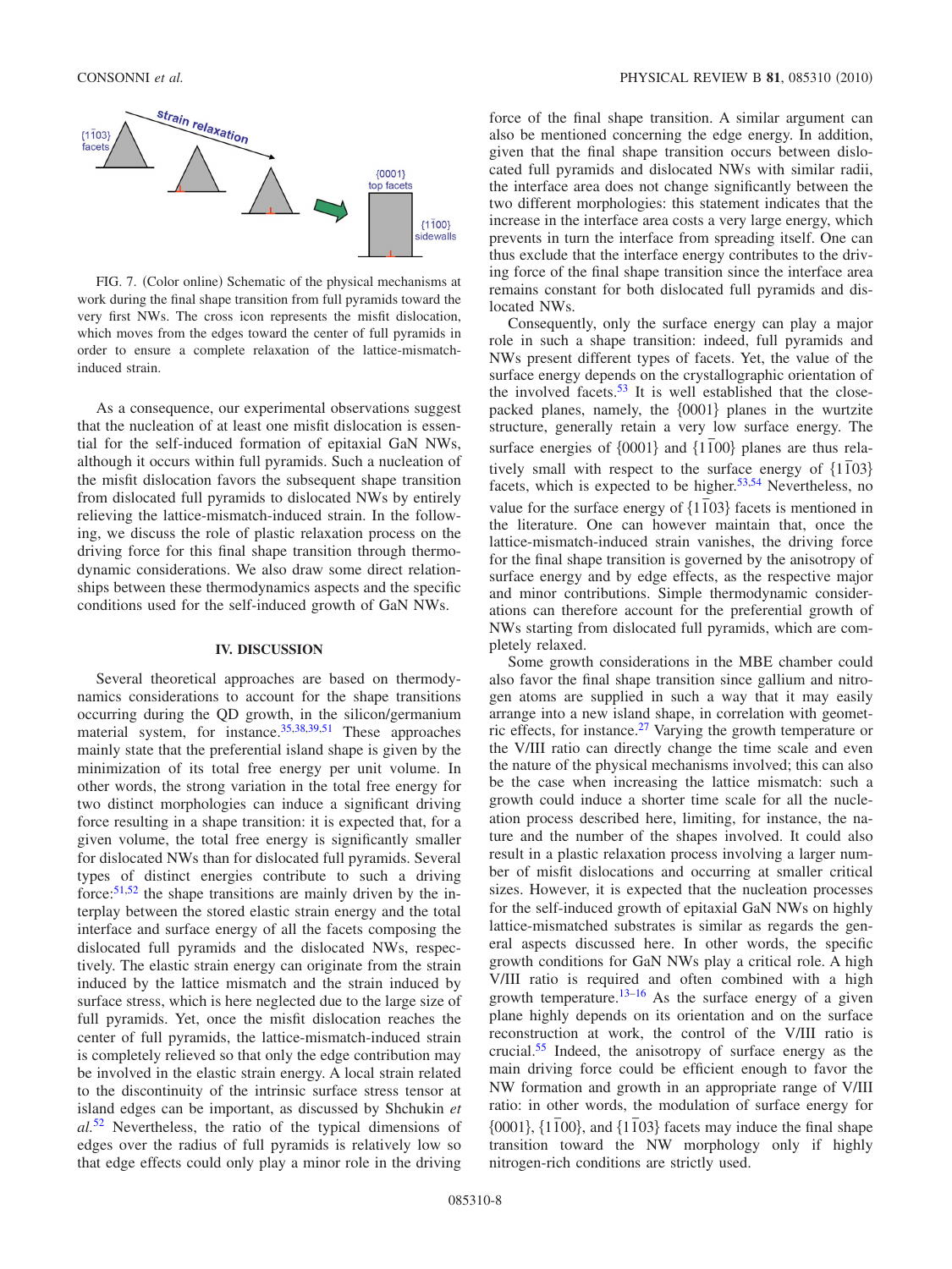FIG. 7. (Color online) Schematic of the physical mechanisms at work during the final shape transition from full pyramids toward the very first NWs. The cross icon represents the misfit dislocation, which moves from the edges toward the center of full pyramids in order to ensure a complete relaxation of the lattice-mismatch-induced strain.

As a consequence, our experimental observations suggest that the nucleation of at least one misfit dislocation is essential for the self-induced formation of epitaxial GaN NWs, although it occurs within full pyramids. Such a nucleation of the misfit dislocation favors the subsequent shape transition from dislocated full pyramids to dislocated NWs by entirely relieving the lattice-mismatch-induced strain. In the following, we discuss the role of plastic relaxation process on the driving force for this final shape transition through thermodynamic considerations. We also draw some direct relationships between these thermodynamics aspects and the specific conditions used for the self-induced growth of GaN NWs.

## IV. DISCUSSION

Several theoretical approaches are based on thermodynamics considerations to account for the shape transitions occurring during the QD growth, in the silicon/germanium material system, for instance.[35,38,39,51] These approaches mainly state that the preferential island shape is given by the minimization of its total free energy per unit volume. In other words, the strong variation in the total free energy for two distinct morphologies can induce a significant driving force resulting in a shape transition: it is expected that, for a given volume, the total free energy is significantly smaller for dislocated NWs than for dislocated full pyramids. Several types of distinct energies contribute to such a driving force:[51,52] the shape transitions are mainly driven by the interplay between the stored elastic strain energy and the total interface and surface energy of all the facets composing the dislocated full pyramids and the dislocated NWs, respectively. The elastic strain energy can originate from the strain induced by the lattice mismatch and the strain induced by surface stress, which is here neglected due to the large size of full pyramids. Yet, once the misfit dislocation reaches the center of full pyramids, the lattice-mismatch-induced strain is completely relieved so that only the edge contribution may be involved in the elastic strain energy. A local strain related to the discontinuity of the intrinsic surface stress tensor at island edges can be important, as discussed by Shchukin *et al.*[52] Nevertheless, the ratio of the typical dimensions of edges over the radius of full pyramids is relatively low so that edge effects could only play a minor role in the driving force of the final shape transition. A similar argument can also be mentioned concerning the edge energy. In addition, given that the final shape transition occurs between dislocated full pyramids and dislocated NWs with similar radii, the interface area does not change significantly between the two different morphologies: this statement indicates that the increase in the interface area costs a very large energy, which prevents in turn the interface from spreading itself. One can thus exclude that the interface energy contributes to the driving force of the final shape transition since the interface area remains constant for both dislocated full pyramids and dislocated NWs.

Consequently, only the surface energy can play a major role in such a shape transition: indeed, full pyramids and NWs present different types of facets. Yet, the value of the surface energy depends on the crystallographic orientation of the involved facets.[53] It is well established that the close-packed planes, namely, the $\{0001\}$ planes in the wurtzite structure, generally retain a very low surface energy. The surface energies of $\{0001\}$ and $\{1\bar{1}00\}$ planes are thus relatively small with respect to the surface energy of $\{1\bar{1}03\}$ facets, which is expected to be higher.[53,54] Nevertheless, no value for the surface energy of $\{1\bar{1}03\}$ facets is mentioned in the literature. One can however maintain that, once the lattice-mismatch-induced strain vanishes, the driving force for the final shape transition is governed by the anisotropy of surface energy and by edge effects, as the respective major and minor contributions. Simple thermodynamic considerations can therefore account for the preferential growth of NWs starting from dislocated full pyramids, which are completely relaxed.

Some growth considerations in the MBE chamber could also favor the final shape transition since gallium and nitrogen atoms are supplied in such a way that it may easily arrange into a new island shape, in correlation with geometric effects, for instance.[27] Varying the growth temperature or the V/III ratio can directly change the time scale and even the nature of the physical mechanisms involved; this can also be the case when increasing the lattice mismatch: such a growth could induce a shorter time scale for all the nucleation process described here, limiting, for instance, the nature and the number of the shapes involved. It could also result in a plastic relaxation process involving a larger number of misfit dislocations and occurring at smaller critical sizes. However, it is expected that the nucleation processes for the self-induced growth of epitaxial GaN NWs on highly lattice-mismatched substrates is similar as regards the general aspects discussed here. In other words, the specific growth conditions for GaN NWs play a critical role. A high V/III ratio is required and often combined with a high growth temperature.[13–16] As the surface energy of a given plane highly depends on its orientation and on the surface reconstruction at work, the control of the V/III ratio is crucial.[55] Indeed, the anisotropy of surface energy as the main driving force could be efficient enough to favor the NW formation and growth in an appropriate range of V/III ratio: in other words, the modulation of surface energy for $\{0001\}$, $\{1\bar{1}00\}$, and $\{1\bar{1}03\}$ facets may induce the final shape transition toward the NW morphology only if highly nitrogen-rich conditions are strictly used.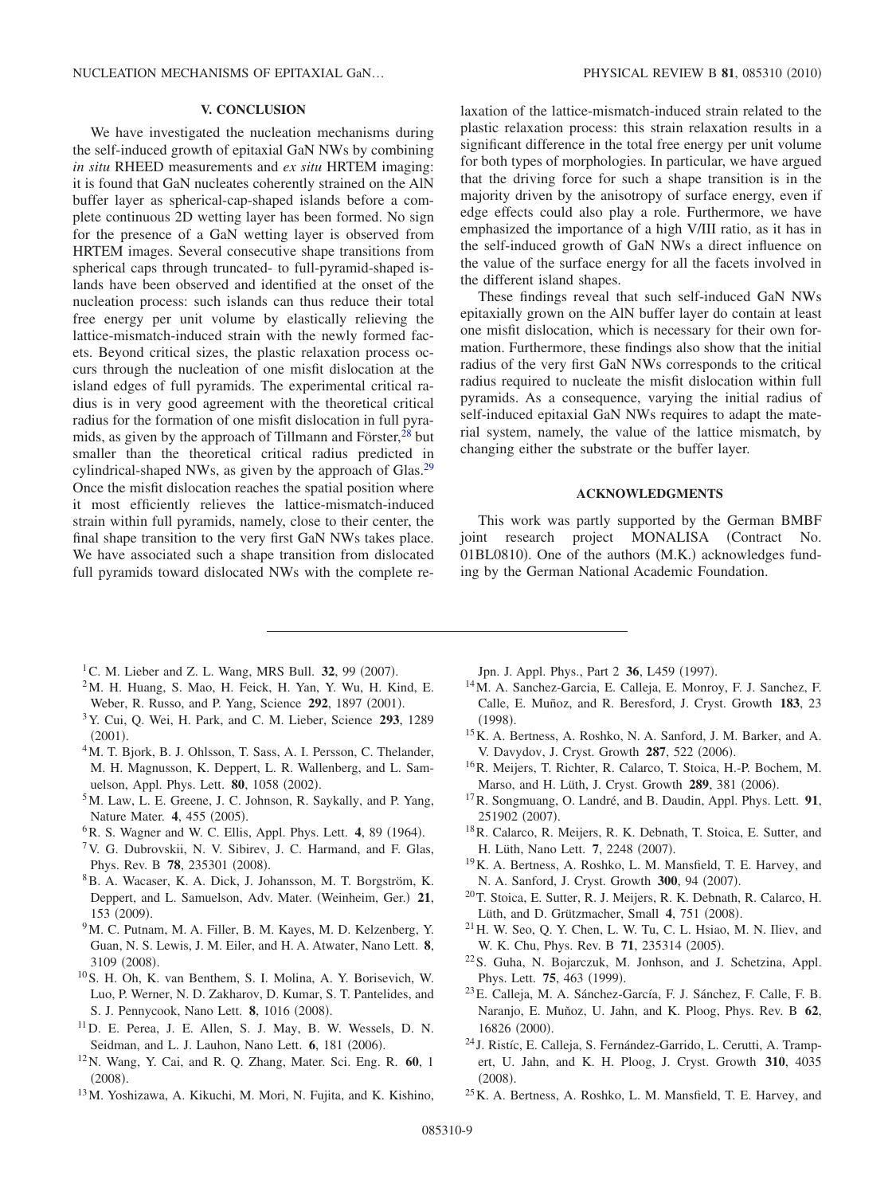## V. CONCLUSION

We have investigated the nucleation mechanisms during the self-induced growth of epitaxial GaN NWs by combining *in situ* RHEED measurements and *ex situ* HRTEM imaging: it is found that GaN nucleates coherently strained on the AlN buffer layer as spherical-cap-shaped islands before a complete continuous 2D wetting layer has been formed. No sign for the presence of a GaN wetting layer is observed from HRTEM images. Several consecutive shape transitions from spherical caps through truncated- to full-pyramid-shaped islands have been observed and identified at the onset of the nucleation process: such islands can thus reduce their total free energy per unit volume by elastically relieving the lattice-mismatch-induced strain with the newly formed facets. Beyond critical sizes, the plastic relaxation process occurs through the nucleation of one misfit dislocation at the island edges of full pyramids. The experimental critical radius is in very good agreement with the theoretical critical radius for the formation of one misfit dislocation in full pyramids, as given by the approach of Tillmann and Förster,[28] but smaller than the theoretical critical radius predicted in cylindrical-shaped NWs, as given by the approach of Glas.[29] Once the misfit dislocation reaches the spatial position where it most efficiently relieves the lattice-mismatch-induced strain within full pyramids, namely, close to their center, the final shape transition to the very first GaN NWs takes place. We have associated such a shape transition from dislocated full pyramids toward dislocated NWs with the complete relaxation of the lattice-mismatch-induced strain related to the plastic relaxation process: this strain relaxation results in a significant difference in the total free energy per unit volume for both types of morphologies. In particular, we have argued that the driving force for such a shape transition is in the majority driven by the anisotropy of surface energy, even if edge effects could also play a role. Furthermore, we have emphasized the importance of a high V/III ratio, as it has in the self-induced growth of GaN NWs a direct influence on the value of the surface energy for all the facets involved in the different island shapes.

These findings reveal that such self-induced GaN NWs epitaxially grown on the AlN buffer layer do contain at least one misfit dislocation, which is necessary for their own formation. Furthermore, these findings also show that the initial radius of the very first GaN NWs corresponds to the critical radius required to nucleate the misfit dislocation within full pyramids. As a consequence, varying the initial radius of self-induced epitaxial GaN NWs requires to adapt the material system, namely, the value of the lattice mismatch, by changing either the substrate or the buffer layer.

## ACKNOWLEDGMENTS

This work was partly supported by the German BMBF joint research project MONALISA (Contract No. 01BL0810). One of the authors (M.K.) acknowledges funding by the German National Academic Foundation.

---

[1] C. M. Lieber and Z. L. Wang, MRS Bull. **32**, 99 (2007).

[2] M. H. Huang, S. Mao, H. Feick, H. Yan, Y. Wu, H. Kind, E. Weber, R. Russo, and P. Yang, Science **292**, 1897 (2001).

[3] Y. Cui, Q. Wei, H. Park, and C. M. Lieber, Science **293**, 1289 (2001).

[4] M. T. Bjork, B. J. Ohlsson, T. Sass, A. I. Persson, C. Thelander, M. H. Magnusson, K. Deppert, L. R. Wallenberg, and L. Samuelson, Appl. Phys. Lett. **80**, 1058 (2002).

[5] M. Law, L. E. Greene, J. C. Johnson, R. Saykally, and P. Yang, Nature Mater. **4**, 455 (2005).

[6] R. S. Wagner and W. C. Ellis, Appl. Phys. Lett. **4**, 89 (1964).

[7] V. G. Dubrovskii, N. V. Sibirev, J. C. Harmand, and F. Glas, Phys. Rev. B **78**, 235301 (2008).

[8] B. A. Wacaser, K. A. Dick, J. Johansson, M. T. Borgström, K. Deppert, and L. Samuelson, Adv. Mater. (Weinheim, Ger.) **21**, 153 (2009).

[9] M. C. Putnam, M. A. Filler, B. M. Kayes, M. D. Kelzenberg, Y. Guan, N. S. Lewis, J. M. Eiler, and H. A. Atwater, Nano Lett. **8**, 3109 (2008).

[10] S. H. Oh, K. van Benthem, S. I. Molina, A. Y. Borisevich, W. Luo, P. Werner, N. D. Zakharov, D. Kumar, S. T. Pantelides, and S. J. Pennycook, Nano Lett. **8**, 1016 (2008).

[11] D. E. Perea, J. E. Allen, S. J. May, B. W. Wessels, D. N. Seidman, and L. J. Lauhon, Nano Lett. **6**, 181 (2006).

[12] N. Wang, Y. Cai, and R. Q. Zhang, Mater. Sci. Eng. R. **60**, 1 (2008).

[13] M. Yoshizawa, A. Kikuchi, M. Mori, N. Fujita, and K. Kishino, Jpn. J. Appl. Phys., Part 2 **36**, L459 (1997).

[14] M. A. Sanchez-Garcia, E. Calleja, E. Monroy, F. J. Sanchez, F. Calle, E. Muñoz, and R. Beresford, J. Cryst. Growth **183**, 23 (1998).

[15] K. A. Bertness, A. Roshko, N. A. Sanford, J. M. Barker, and A. V. Davydov, J. Cryst. Growth **287**, 522 (2006).

[16] R. Meijers, T. Richter, R. Calarco, T. Stoica, H.-P. Bochem, M. Marso, and H. Lüth, J. Cryst. Growth **289**, 381 (2006).

[17] R. Songmuang, O. Landré, and B. Daudin, Appl. Phys. Lett. **91**, 251902 (2007).

[18] R. Calarco, R. Meijers, R. K. Debnath, T. Stoica, E. Sutter, and H. Lüth, Nano Lett. **7**, 2248 (2007).

[19] K. A. Bertness, A. Roshko, L. M. Mansfield, T. E. Harvey, and N. A. Sanford, J. Cryst. Growth **300**, 94 (2007).

[20] T. Stoica, E. Sutter, R. J. Meijers, R. K. Debnath, R. Calarco, H. Lüth, and D. Grützmacher, Small **4**, 751 (2008).

[21] H. W. Seo, Q. Y. Chen, L. W. Tu, C. L. Hsiao, M. N. Iliev, and W. K. Chu, Phys. Rev. B **71**, 235314 (2005).

[22] S. Guha, N. Bojarczuk, M. Jonhson, and J. Schetzina, Appl. Phys. Lett. **75**, 463 (1999).

[23] E. Calleja, M. A. Sánchez-García, F. J. Sánchez, F. Calle, F. B. Naranjo, E. Muňoz, U. Jahn, and K. Ploog, Phys. Rev. B **62**, 16826 (2000).

[24] J. Ristíc, E. Calleja, S. Fernández-Garrido, L. Cerutti, A. Trampert, U. Jahn, and K. H. Ploog, J. Cryst. Growth **310**, 4035 (2008).

[25] K. A. Bertness, A. Roshko, L. M. Mansfield, T. E. Harvey, and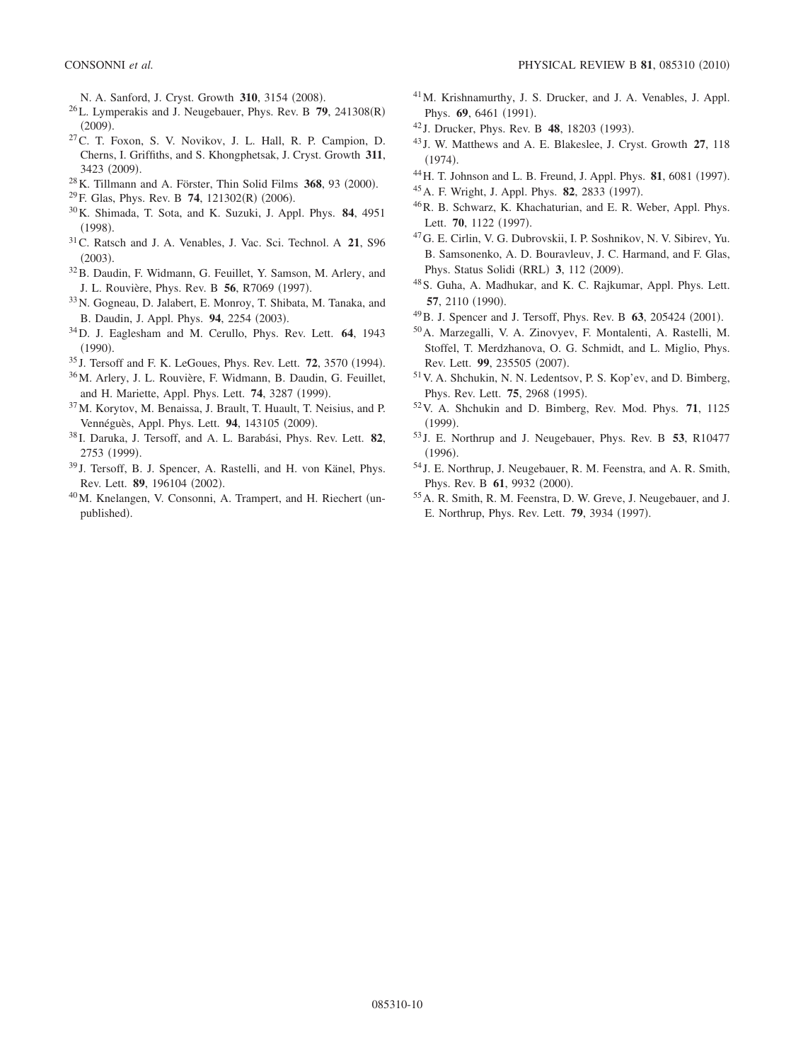N. A. Sanford, J. Cryst. Growth **310**, 3154 (2008).

[26] L. Lymperakis and J. Neugebauer, Phys. Rev. B **79**, 241308(R) (2009).

[27] C. T. Foxon, S. V. Novikov, J. L. Hall, R. P. Campion, D. Cherns, I. Griffiths, and S. Khongphetsak, J. Cryst. Growth **311**, 3423 (2009).

[28] K. Tillmann and A. Förster, Thin Solid Films **368**, 93 (2000).

[29] F. Glas, Phys. Rev. B **74**, 121302(R) (2006).

[30] K. Shimada, T. Sota, and K. Suzuki, J. Appl. Phys. **84**, 4951 (1998).

[31] C. Ratsch and J. A. Venables, J. Vac. Sci. Technol. A **21**, S96 (2003).

[32] B. Daudin, F. Widmann, G. Feuillet, Y. Samson, M. Arlery, and J. L. Rouvière, Phys. Rev. B **56**, R7069 (1997).

[33] N. Gogneau, D. Jalabert, E. Monroy, T. Shibata, M. Tanaka, and B. Daudin, J. Appl. Phys. **94**, 2254 (2003).

[34] D. J. Eaglesham and M. Cerullo, Phys. Rev. Lett. **64**, 1943 (1990).

[35] J. Tersoff and F. K. LeGoues, Phys. Rev. Lett. **72**, 3570 (1994).

[36] M. Arlery, J. L. Rouvière, F. Widmann, B. Daudin, G. Feuillet, and H. Mariette, Appl. Phys. Lett. **74**, 3287 (1999).

[37] M. Korytov, M. Benaissa, J. Brault, T. Huault, T. Neisius, and P. Vennéguès, Appl. Phys. Lett. **94**, 143105 (2009).

[38] I. Daruka, J. Tersoff, and A. L. Barabási, Phys. Rev. Lett. **82**, 2753 (1999).

[39] J. Tersoff, B. J. Spencer, A. Rastelli, and H. von Känel, Phys. Rev. Lett. **89**, 196104 (2002).

[40] M. Knelangen, V. Consonni, A. Trampert, and H. Riechert (unpublished).

[41] M. Krishnamurthy, J. S. Drucker, and J. A. Venables, J. Appl. Phys. **69**, 6461 (1991).

[42] J. Drucker, Phys. Rev. B **48**, 18203 (1993).

[43] J. W. Matthews and A. E. Blakeslee, J. Cryst. Growth **27**, 118 (1974).

[44] H. T. Johnson and L. B. Freund, J. Appl. Phys. **81**, 6081 (1997).

[45] A. F. Wright, J. Appl. Phys. **82**, 2833 (1997).

[46] R. B. Schwarz, K. Khachaturian, and E. R. Weber, Appl. Phys. Lett. **70**, 1122 (1997).

[47] G. E. Cirlin, V. G. Dubrovskii, I. P. Soshnikov, N. V. Sibirev, Yu. B. Samsonenko, A. D. Bouravleuv, J. C. Harmand, and F. Glas, Phys. Status Solidi (RRL) **3**, 112 (2009).

[48] S. Guha, A. Madhukar, and K. C. Rajkumar, Appl. Phys. Lett. **57**, 2110 (1990).

[49] B. J. Spencer and J. Tersoff, Phys. Rev. B **63**, 205424 (2001).

[50] A. Marzegalli, V. A. Zinovyev, F. Montalenti, A. Rastelli, M. Stoffel, T. Merdzhanova, O. G. Schmidt, and L. Miglio, Phys. Rev. Lett. **99**, 235505 (2007).

[51] V. A. Shchukin, N. N. Ledentsov, P. S. Kop'ev, and D. Bimberg, Phys. Rev. Lett. **75**, 2968 (1995).

[52] V. A. Shchukin and D. Bimberg, Rev. Mod. Phys. **71**, 1125 (1999).

[53] J. E. Northrup and J. Neugebauer, Phys. Rev. B **53**, R10477 (1996).

[54] J. E. Northrup, J. Neugebauer, R. M. Feenstra, and A. R. Smith, Phys. Rev. B **61**, 9932 (2000).

[55] A. R. Smith, R. M. Feenstra, D. W. Greve, J. Neugebauer, and J. E. Northrup, Phys. Rev. Lett. **79**, 3934 (1997).